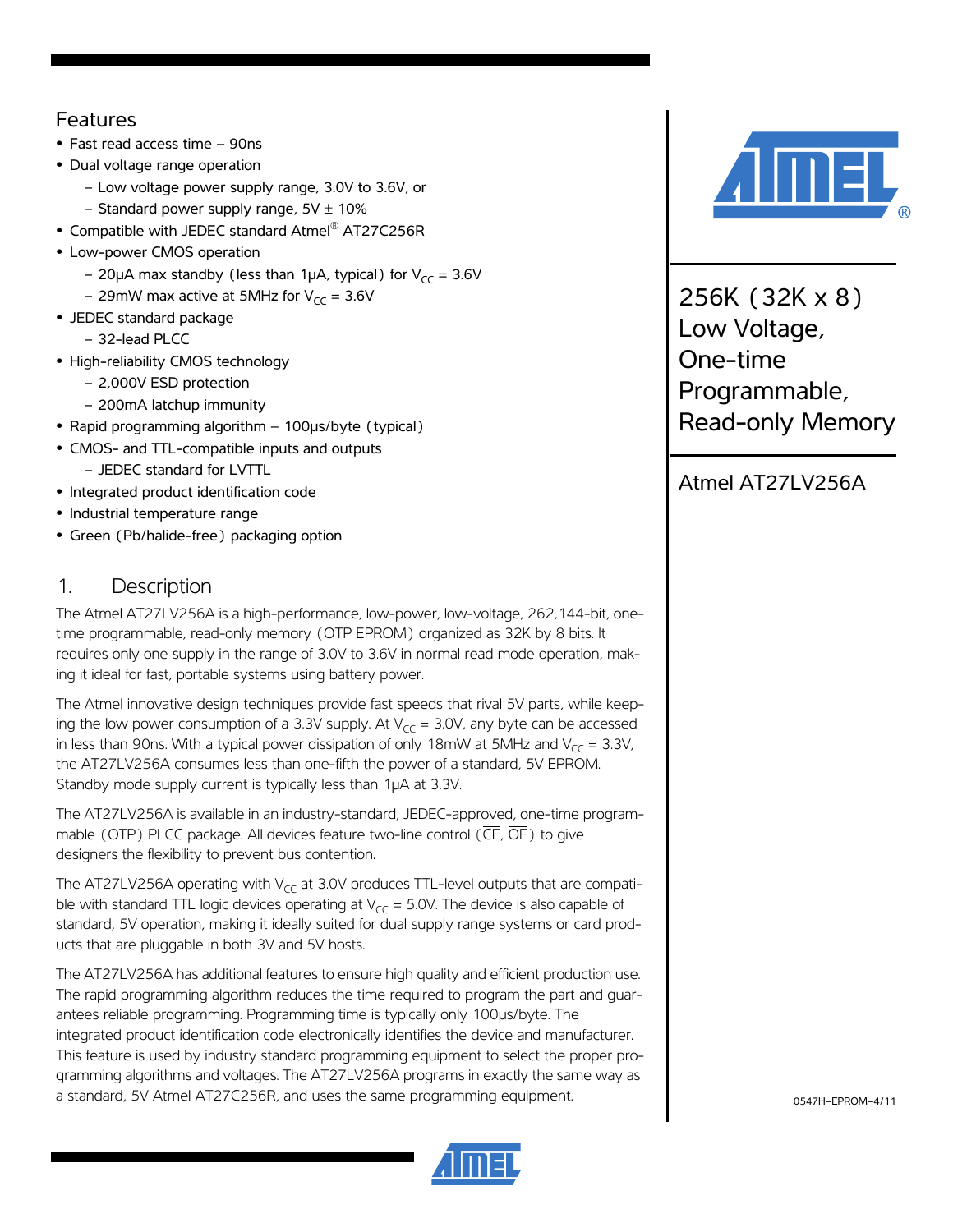# 256K (32K x 8) Low Voltage, One-time Programmable, Read-only Memory

## Atmel AT27LV256A

## Features

- Fast read access time – 90ns
- Dual voltage range operation
  - Low voltage power supply range, 3.0V to 3.6V, or
  - Standard power supply range, 5V ± 10%
- Compatible with JEDEC standard Atmel® AT27C256R
- Low-power CMOS operation
  - 20µA max standby (less than 1µA, typical) for $V_{CC}$ = 3.6V
  - 29mW max active at 5MHz for $V_{CC}$ = 3.6V
- JEDEC standard package
  - 32-lead PLCC
- High-reliability CMOS technology
  - 2,000V ESD protection
  - 200mA latchup immunity
- Rapid programming algorithm – 100µs/byte (typical)
- CMOS- and TTL-compatible inputs and outputs
  - JEDEC standard for LVTTL
- Integrated product identification code
- Industrial temperature range
- Green (Pb/halide-free) packaging option

## 1. Description

The Atmel AT27LV256A is a high-performance, low-power, low-voltage, 262,144-bit, one-time programmable, read-only memory (OTP EPROM) organized as 32K by 8 bits. It requires only one supply in the range of 3.0V to 3.6V in normal read mode operation, making it ideal for fast, portable systems using battery power.

The Atmel innovative design techniques provide fast speeds that rival 5V parts, while keeping the low power consumption of a 3.3V supply. At $V_{CC}$ = 3.0V, any byte can be accessed in less than 90ns. With a typical power dissipation of only 18mW at 5MHz and $V_{CC}$ = 3.3V, the AT27LV256A consumes less than one-fifth the power of a standard, 5V EPROM. Standby mode supply current is typically less than 1µA at 3.3V.

The AT27LV256A is available in an industry-standard, JEDEC-approved, one-time programmable (OTP) PLCC package. All devices feature two-line control ($\overline{CE}$, $\overline{OE}$) to give designers the flexibility to prevent bus contention.

The AT27LV256A operating with $V_{CC}$ at 3.0V produces TTL-level outputs that are compatible with standard TTL logic devices operating at $V_{CC}$ = 5.0V. The device is also capable of standard, 5V operation, making it ideally suited for dual supply range systems or card products that are pluggable in both 3V and 5V hosts.

The AT27LV256A has additional features to ensure high quality and efficient production use. The rapid programming algorithm reduces the time required to program the part and guarantees reliable programming. Programming time is typically only 100µs/byte. The integrated product identification code electronically identifies the device and manufacturer. This feature is used by industry standard programming equipment to select the proper programming algorithms and voltages. The AT27LV256A programs in exactly the same way as a standard, 5V Atmel AT27C256R, and uses the same programming equipment.

0547H–EPROM–4/11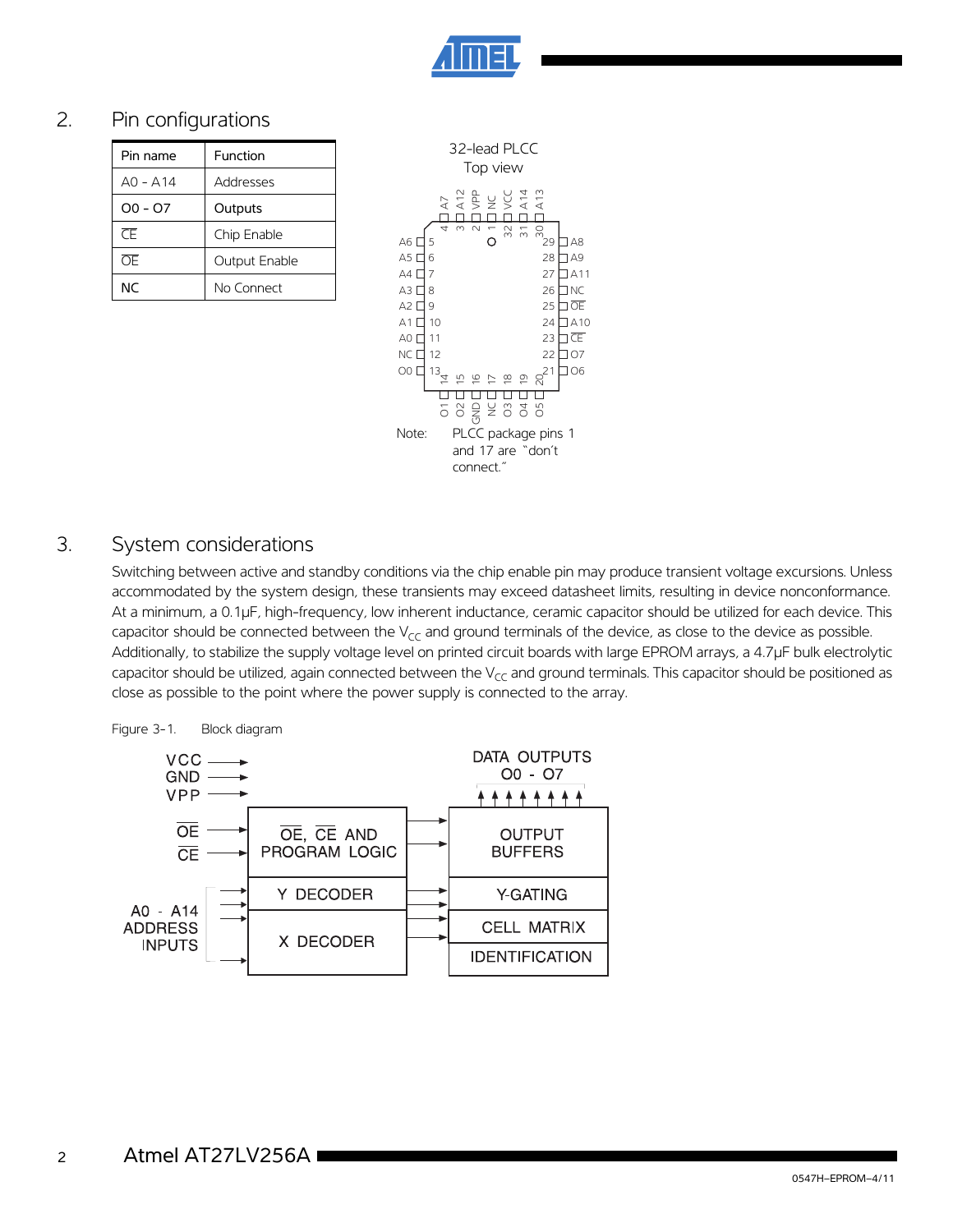## 2. Pin configurations

| Pin name | Function |
|---|---|
| A0 - A14 | Addresses |
| O0 - O7 | Outputs |
| $\overline{CE}$ | Chip Enable |
| $\overline{OE}$ | Output Enable |
| NC | No Connect |

32-lead PLCC
Top view

Note: PLCC package pins 1 and 17 are "don't connect."

## 3. System considerations

Switching between active and standby conditions via the chip enable pin may produce transient voltage excursions. Unless accommodated by the system design, these transients may exceed datasheet limits, resulting in device nonconformance. At a minimum, a 0.1µF, high-frequency, low inherent inductance, ceramic capacitor should be utilized for each device. This capacitor should be connected between the $V_{CC}$ and ground terminals of the device, as close to the device as possible. Additionally, to stabilize the supply voltage level on printed circuit boards with large EPROM arrays, a 4.7µF bulk electrolytic capacitor should be utilized, again connected between the $V_{CC}$ and ground terminals. This capacitor should be positioned as close as possible to the point where the power supply is connected to the array.

Figure 3-1. Block diagram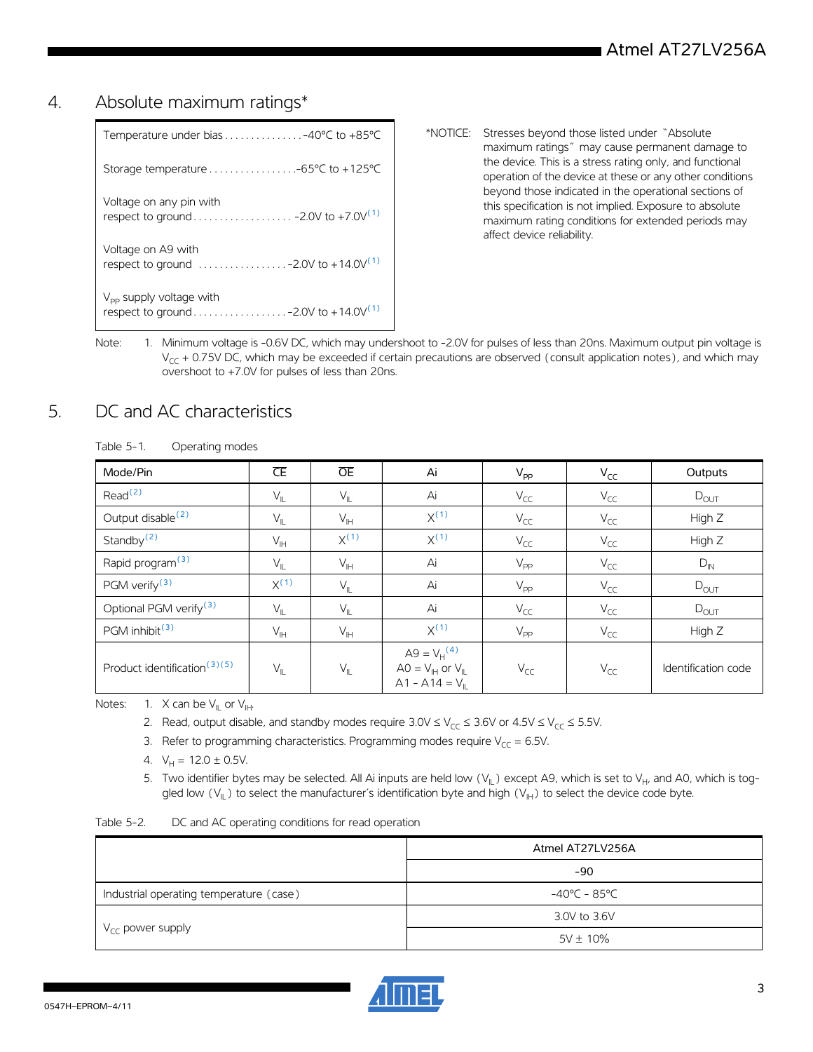## 4. Absolute maximum ratings*

| | |
|---|---|
| Temperature under bias | -40°C to +85°C |
| Storage temperature | -65°C to +125°C |
| Voltage on any pin with respect to ground | -2.0V to +7.0V[1] |
| Voltage on A9 with respect to ground | -2.0V to +14.0V[1] |
| $V_{PP}$ supply voltage with respect to ground | -2.0V to +14.0V[1] |

*NOTICE: Stresses beyond those listed under "Absolute maximum ratings" may cause permanent damage to the device. This is a stress rating only, and functional operation of the device at these or any other conditions beyond those indicated in the operational sections of this specification is not implied. Exposure to absolute maximum rating conditions for extended periods may affect device reliability.

Note: 1. Minimum voltage is -0.6V DC, which may undershoot to -2.0V for pulses of less than 20ns. Maximum output pin voltage is $V_{CC}$ + 0.75V DC, which may be exceeded if certain precautions are observed (consult application notes), and which may overshoot to +7.0V for pulses of less than 20ns.

## 5. DC and AC characteristics

Table 5-1. Operating modes

| Mode/Pin | $\overline{CE}$ | $\overline{OE}$ | Ai | $V_{PP}$ | $V_{CC}$ | Outputs |
|---|---|---|---|---|---|---|
| Read[2] | $V_{IL}$ | $V_{IL}$ | Ai | $V_{CC}$ | $V_{CC}$ | $D_{OUT}$ |
| Output disable[2] | $V_{IL}$ | $V_{IH}$ | X[1] | $V_{CC}$ | $V_{CC}$ | High Z |
| Standby[2] | $V_{IH}$ | X[1] | X[1] | $V_{CC}$ | $V_{CC}$ | High Z |
| Rapid program[3] | $V_{IL}$ | $V_{IH}$ | Ai | $V_{PP}$ | $V_{CC}$ | $D_{IN}$ |
| PGM verify[3] | X[1] | $V_{IL}$ | Ai | $V_{PP}$ | $V_{CC}$ | $D_{OUT}$ |
| Optional PGM verify[3] | $V_{IL}$ | $V_{IL}$ | Ai | $V_{CC}$ | $V_{CC}$ | $D_{OUT}$ |
| PGM inhibit[3] | $V_{IH}$ | $V_{IH}$ | X[1] | $V_{PP}$ | $V_{CC}$ | High Z |
| Product identification[3][5] | $V_{IL}$ | $V_{IL}$ | A9 = $V_H$[4] A0 = $V_{IH}$ or $V_{IL}$ A1 - A14 = $V_{IL}$ | $V_{CC}$ | $V_{CC}$ | Identification code |

Notes:
1. X can be $V_{IL}$ or $V_{IH}$.
2. Read, output disable, and standby modes require $3.0V \leq V_{CC} \leq 3.6V$ or $4.5V \leq V_{CC} \leq 5.5V$.
3. Refer to programming characteristics. Programming modes require $V_{CC}$ = 6.5V.
4. $V_H$ = 12.0 ± 0.5V.
5. Two identifier bytes may be selected. All Ai inputs are held low ($V_{IL}$) except A9, which is set to $V_H$, and A0, which is toggled low ($V_{IL}$) to select the manufacturer's identification byte and high ($V_{IH}$) to select the device code byte.

Table 5-2. DC and AC operating conditions for read operation

| | Atmel AT27LV256A |
|---|---|
| | -90 |
| Industrial operating temperature (case) | -40°C - 85°C |
| $V_{CC}$ power supply | 3.0V to 3.6V |
| | 5V ± 10% |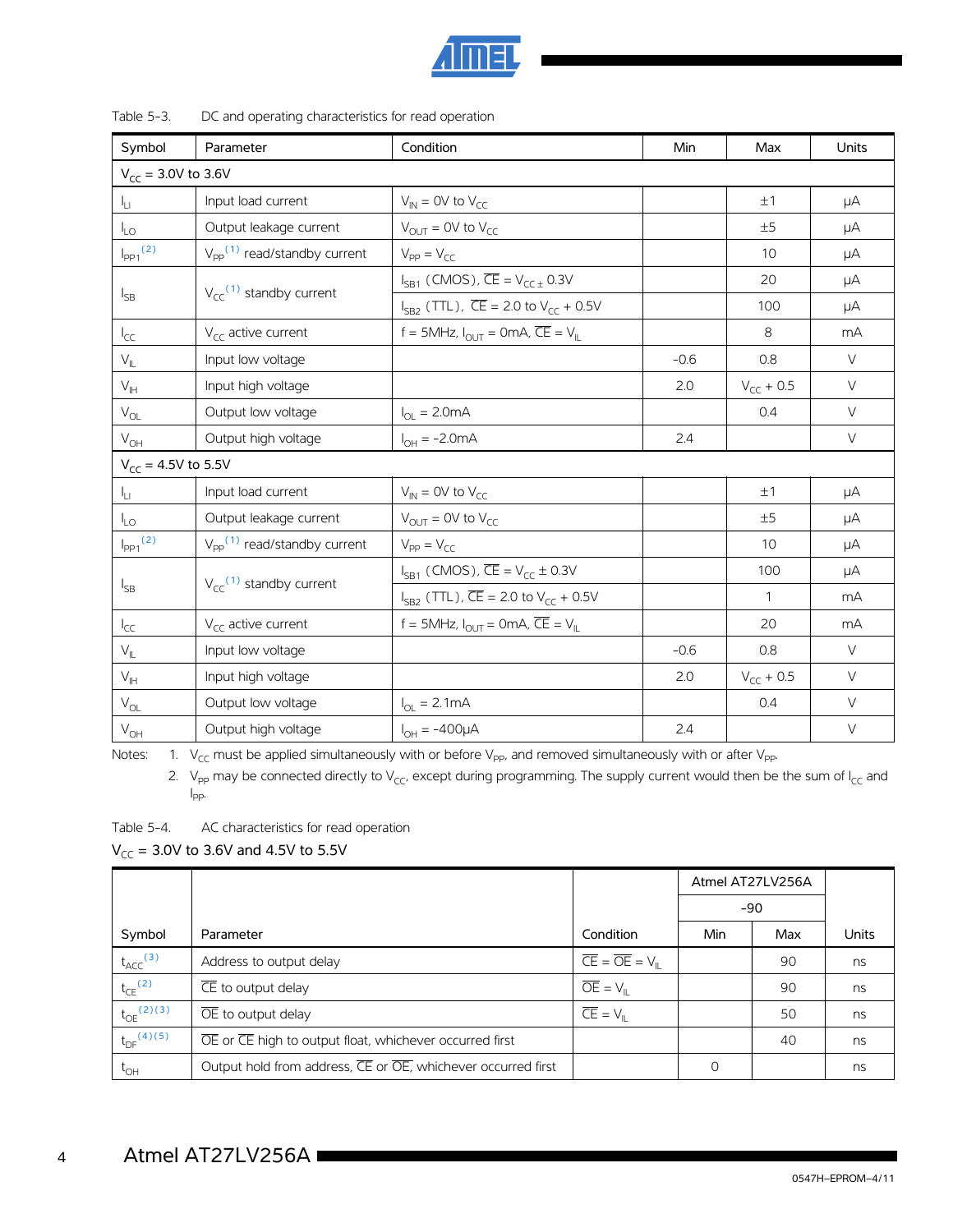Table 5-3. DC and operating characteristics for read operation

| Symbol | Parameter | Condition | Min | Max | Units |
|---|---|---|---|---|---|
| $V_{CC}$ = 3.0V to 3.6V | | | | | |
| $I_{LI}$ | Input load current | $V_{IN}$ = 0V to $V_{CC}$ | | ±1 | µA |
| $I_{LO}$ | Output leakage current | $V_{OUT}$ = 0V to $V_{CC}$ | | ±5 | µA |
| $I_{PP1}$ [2] | $V_{PP}$ [1] read/standby current | $V_{PP}$ = $V_{CC}$ | | 10 | µA |
| $I_{SB}$ | $V_{CC}$ [1] standby current | $I_{SB1}$ (CMOS), $\overline{CE}$ = $V_{CC} \pm$ 0.3V | | 20 | µA |
| | | $I_{SB2}$ (TTL), $\overline{CE}$ = 2.0 to $V_{CC}$ + 0.5V | | 100 | µA |
| $I_{CC}$ | $V_{CC}$ active current | f = 5MHz, $I_{OUT}$ = 0mA, $\overline{CE}$ = $V_{IL}$ | | 8 | mA |
| $V_{IL}$ | Input low voltage | | -0.6 | 0.8 | V |
| $V_{IH}$ | Input high voltage | | 2.0 | $V_{CC}$ + 0.5 | V |
| $V_{OL}$ | Output low voltage | $I_{OL}$ = 2.0mA | | 0.4 | V |
| $V_{OH}$ | Output high voltage | $I_{OH}$ = -2.0mA | 2.4 | | V |
| $V_{CC}$ = 4.5V to 5.5V | | | | | |
| $I_{LI}$ | Input load current | $V_{IN}$ = 0V to $V_{CC}$ | | ±1 | µA |
| $I_{LO}$ | Output leakage current | $V_{OUT}$ = 0V to $V_{CC}$ | | ±5 | µA |
| $I_{PP1}$ [2] | $V_{PP}$ [1] read/standby current | $V_{PP}$ = $V_{CC}$ | | 10 | µA |
| $I_{SB}$ | $V_{CC}$ [1] standby current | $I_{SB1}$ (CMOS), $\overline{CE}$ = $V_{CC}$ ± 0.3V | | 100 | µA |
| | | $I_{SB2}$ (TTL), $\overline{CE}$ = 2.0 to $V_{CC}$ + 0.5V | | 1 | mA |
| $I_{CC}$ | $V_{CC}$ active current | f = 5MHz, $I_{OUT}$ = 0mA, $\overline{CE}$ = $V_{IL}$ | | 20 | mA |
| $V_{IL}$ | Input low voltage | | -0.6 | 0.8 | V |
| $V_{IH}$ | Input high voltage | | 2.0 | $V_{CC}$ + 0.5 | V |
| $V_{OL}$ | Output low voltage | $I_{OL}$ = 2.1mA | | 0.4 | V |
| $V_{OH}$ | Output high voltage | $I_{OH}$ = -400µA | 2.4 | | V |

Notes:
1. $V_{CC}$ must be applied simultaneously with or before $V_{PP}$, and removed simultaneously with or after $V_{PP}$.
2. $V_{PP}$ may be connected directly to $V_{CC}$, except during programming. The supply current would then be the sum of $I_{CC}$ and $I_{PP}$.

Table 5-4. AC characteristics for read operation

$V_{CC}$ = 3.0V to 3.6V and 4.5V to 5.5V

| Symbol | Parameter | Condition | Atmel AT27LV256A -90 Min | Atmel AT27LV256A -90 Max | Units |
|---|---|---|---|---|---|
| $t_{ACC}$ [3] | Address to output delay | $\overline{CE}$ = $\overline{OE}$ = $V_{IL}$ | | 90 | ns |
| $t_{CE}$ [2] | $\overline{CE}$ to output delay | $\overline{OE}$ = $V_{IL}$ | | 90 | ns |
| $t_{OE}$ [2][3] | $\overline{OE}$ to output delay | $\overline{CE}$ = $V_{IL}$ | | 50 | ns |
| $t_{DF}$ [4][5] | $\overline{OE}$ or $\overline{CE}$ high to output float, whichever occurred first | | | 40 | ns |
| $t_{OH}$ | Output hold from address, $\overline{CE}$ or $\overline{OE}$, whichever occurred first | | 0 | | ns |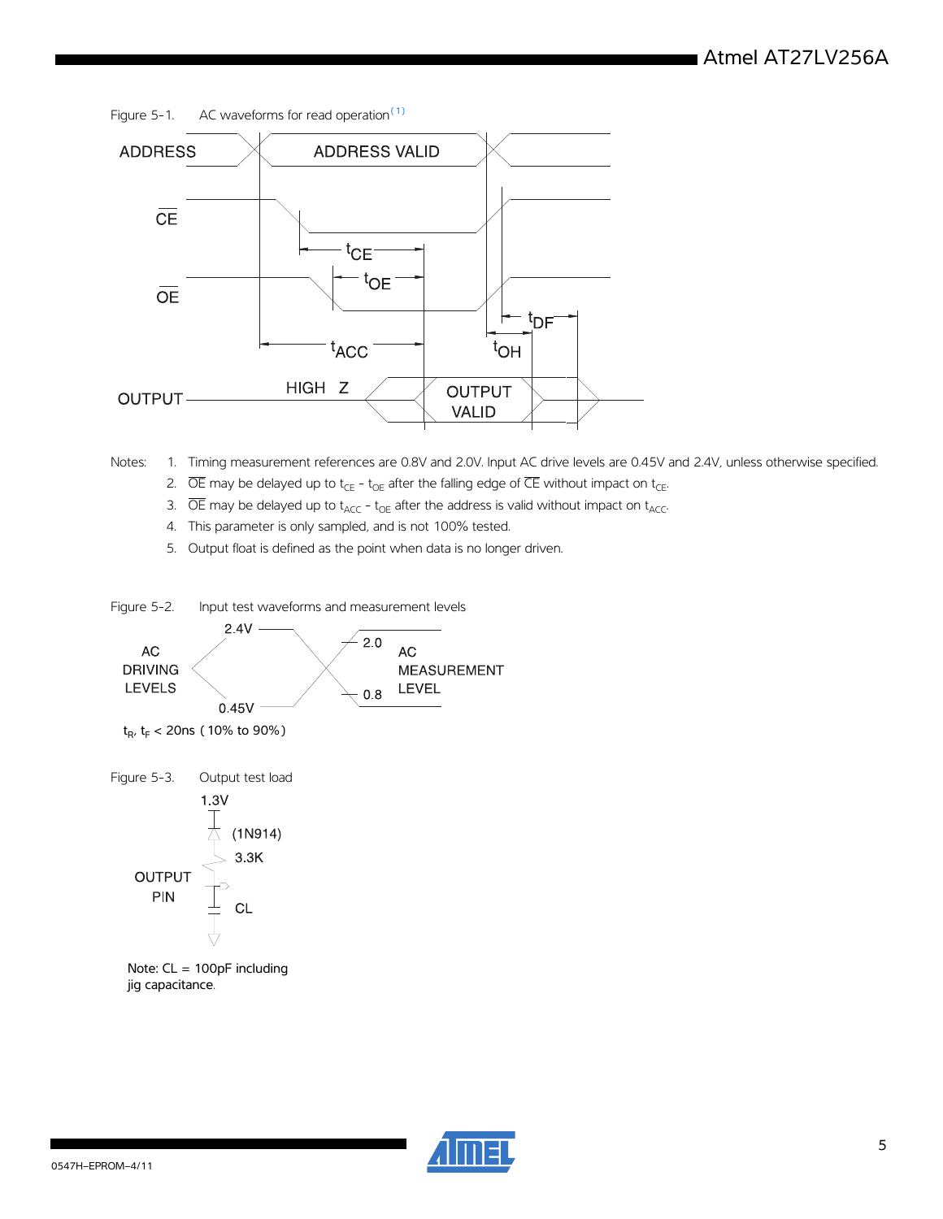Figure 5-1. AC waveforms for read operation[1]

Notes: 1. Timing measurement references are 0.8V and 2.0V. Input AC drive levels are 0.45V and 2.4V, unless otherwise specified.

2. $\overline{OE}$ may be delayed up to $t_{CE}$ - $t_{OE}$ after the falling edge of $\overline{CE}$ without impact on $t_{CE}$.

3. $\overline{OE}$ may be delayed up to $t_{ACC}$ - $t_{OE}$ after the address is valid without impact on $t_{ACC}$.

4. This parameter is only sampled, and is not 100% tested.

5. Output float is defined as the point when data is no longer driven.

Figure 5-2. Input test waveforms and measurement levels

$t_R$, $t_F$ < 20ns (10% to 90%)

Figure 5-3. Output test load

Note: CL = 100pF including jig capacitance.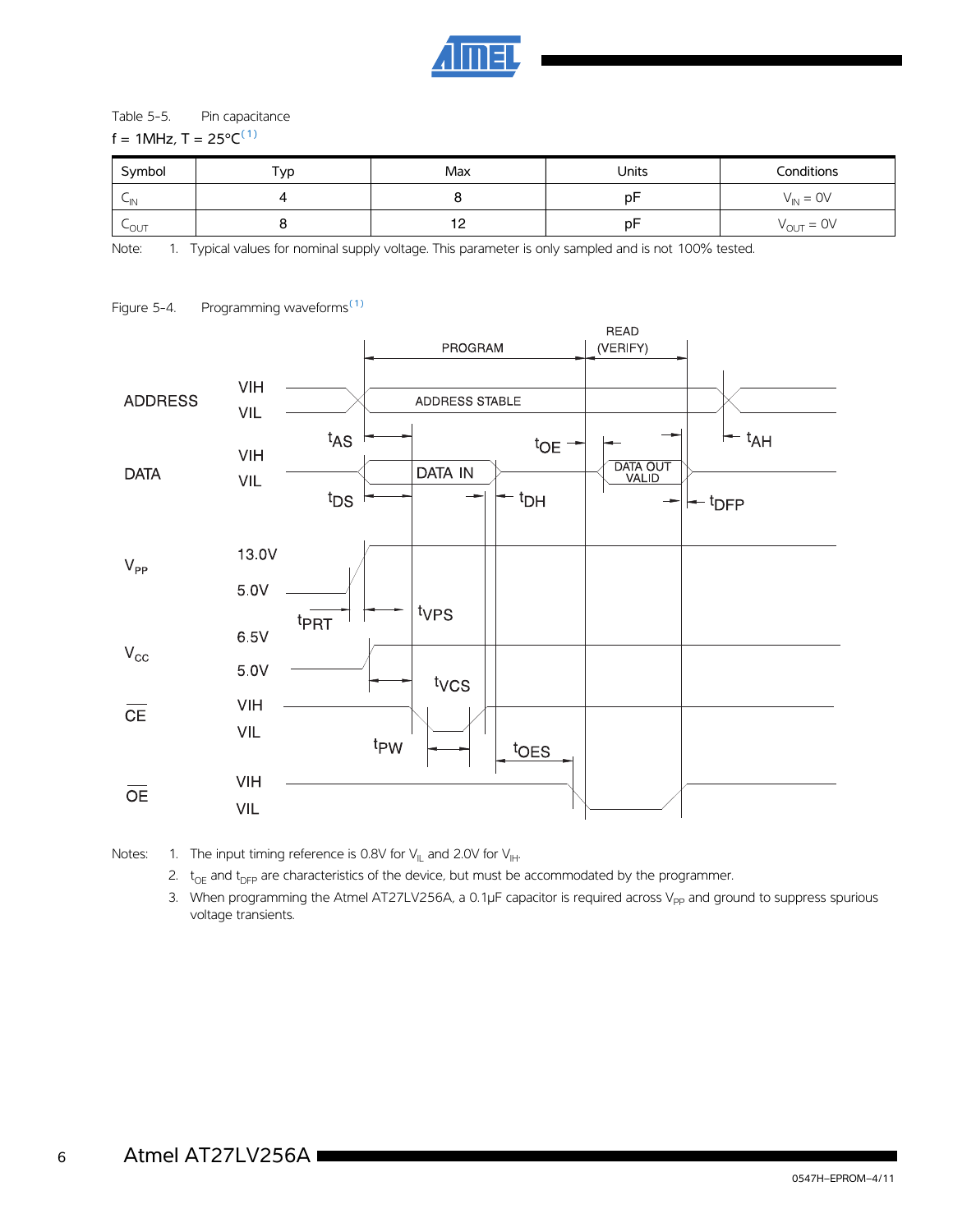Table 5-5. Pin capacitance

f = 1MHz, T = 25°C[1]

| Symbol | Typ | Max | Units | Conditions |
|---|---|---|---|---|
| $C_{IN}$ | 4 | 8 | pF | $V_{IN}$ = 0V |
| $C_{OUT}$ | 8 | 12 | pF | $V_{OUT}$ = 0V |

Note: 1. Typical values for nominal supply voltage. This parameter is only sampled and is not 100% tested.

Figure 5-4. Programming waveforms[1]

Notes: 1. The input timing reference is 0.8V for $V_{IL}$ and 2.0V for $V_{IH}$.

2. $t_{OE}$ and $t_{DFP}$ are characteristics of the device, but must be accommodated by the programmer.

3. When programming the Atmel AT27LV256A, a 0.1µF capacitor is required across $V_{PP}$ and ground to suppress spurious voltage transients.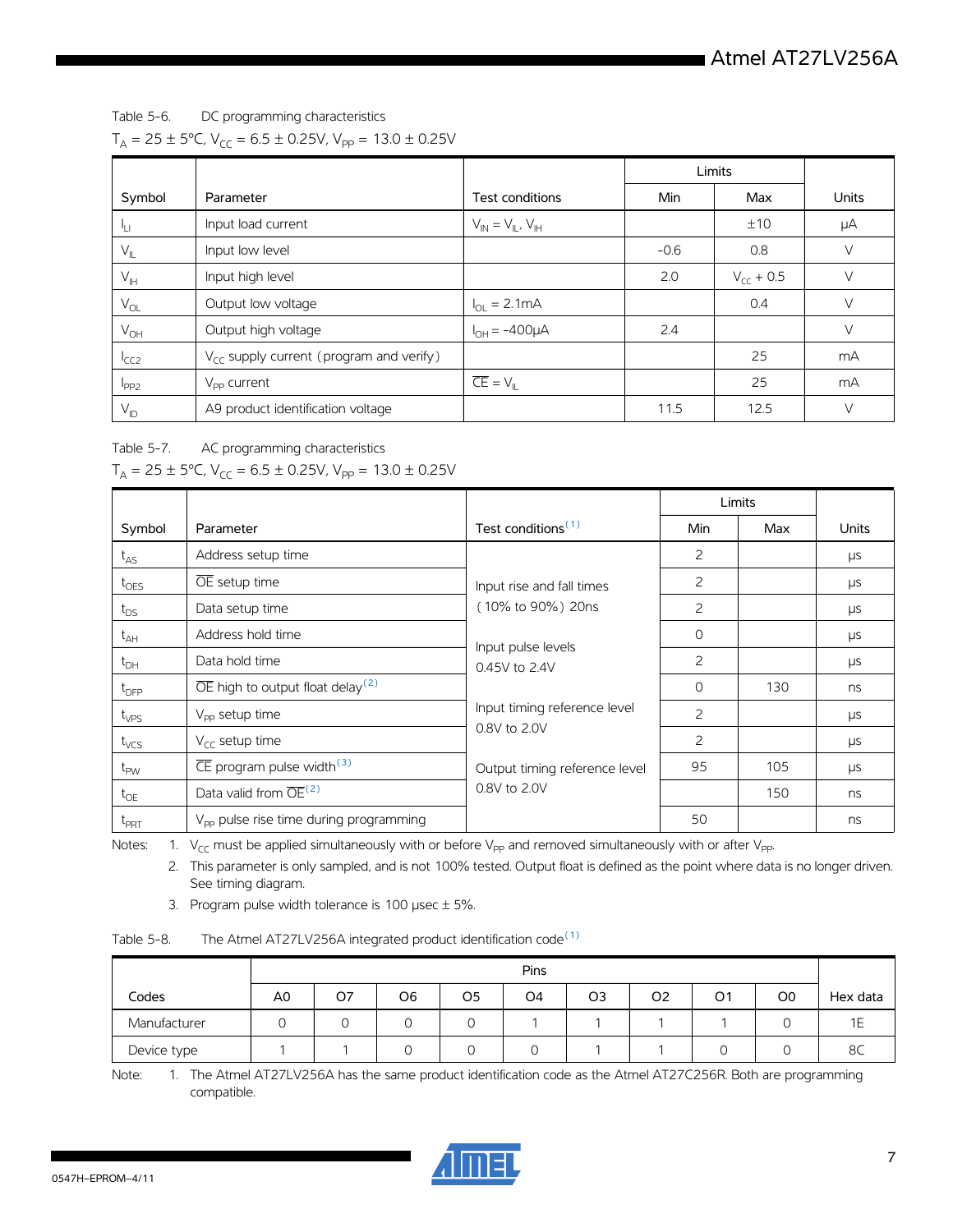Table 5-6. DC programming characteristics

$T_A = 25 \pm 5°C$, $V_{CC} = 6.5 \pm 0.25V$, $V_{PP} = 13.0 \pm 0.25V$

| Symbol | Parameter | Test conditions | Limits | | Units |
|---|---|---|---|---|---|
| | | | Min | Max | |
| $I_{LI}$ | Input load current | $V_{IN} = V_{IL}, V_{IH}$ | | ±10 | µA |
| $V_{IL}$ | Input low level | | -0.6 | 0.8 | V |
| $V_{IH}$ | Input high level | | 2.0 | $V_{CC}$ + 0.5 | V |
| $V_{OL}$ | Output low voltage | $I_{OL}$ = 2.1mA | | 0.4 | V |
| $V_{OH}$ | Output high voltage | $I_{OH}$ = -400µA | 2.4 | | V |
| $I_{CC2}$ | $V_{CC}$ supply current (program and verify) | | | 25 | mA |
| $I_{PP2}$ | $V_{PP}$ current | $\overline{CE} = V_{IL}$ | | 25 | mA |
| $V_{ID}$ | A9 product identification voltage | | 11.5 | 12.5 | V |

Table 5-7. AC programming characteristics

$T_A = 25 \pm 5°C$, $V_{CC} = 6.5 \pm 0.25V$, $V_{PP} = 13.0 \pm 0.25V$

| Symbol | Parameter | Test conditions[1] | Limits | | Units |
|---|---|---|---|---|---|
| | | | Min | Max | |
| $t_{AS}$ | Address setup time | Input rise and fall times (10% to 90%) 20ns | 2 | | µs |
| $t_{OES}$ | $\overline{OE}$ setup time | | 2 | | µs |
| $t_{DS}$ | Data setup time | | 2 | | µs |
| $t_{AH}$ | Address hold time | Input pulse levels 0.45V to 2.4V | 0 | | µs |
| $t_{DH}$ | Data hold time | | 2 | | µs |
| $t_{DFP}$ | $\overline{OE}$ high to output float delay[2] | | 0 | 130 | ns |
| $t_{VPS}$ | $V_{PP}$ setup time | Input timing reference level 0.8V to 2.0V | 2 | | µs |
| $t_{VCS}$ | $V_{CC}$ setup time | | 2 | | µs |
| $t_{PW}$ | $\overline{CE}$ program pulse width[3] | Output timing reference level 0.8V to 2.0V | 95 | 105 | µs |
| $t_{OE}$ | Data valid from $\overline{OE}$[2] | | | 150 | ns |
| $t_{PRT}$ | $V_{PP}$ pulse rise time during programming | | 50 | | ns |

Notes:
1. $V_{CC}$ must be applied simultaneously with or before $V_{PP}$ and removed simultaneously with or after $V_{PP}$.
2. This parameter is only sampled, and is not 100% tested. Output float is defined as the point where data is no longer driven. See timing diagram.
3. Program pulse width tolerance is 100 µsec ± 5%.

Table 5-8. The Atmel AT27LV256A integrated product identification code[1]

| Codes | Pins | | | | | | | | | Hex data |
|---|---|---|---|---|---|---|---|---|---|---|
| | A0 | O7 | O6 | O5 | O4 | O3 | O2 | O1 | O0 | |
| Manufacturer | 0 | 0 | 0 | 0 | 1 | 1 | 1 | 1 | 0 | 1E |
| Device type | 1 | 1 | 0 | 0 | 0 | 1 | 1 | 0 | 0 | 8C |

Note: 1. The Atmel AT27LV256A has the same product identification code as the Atmel AT27C256R. Both are programming compatible.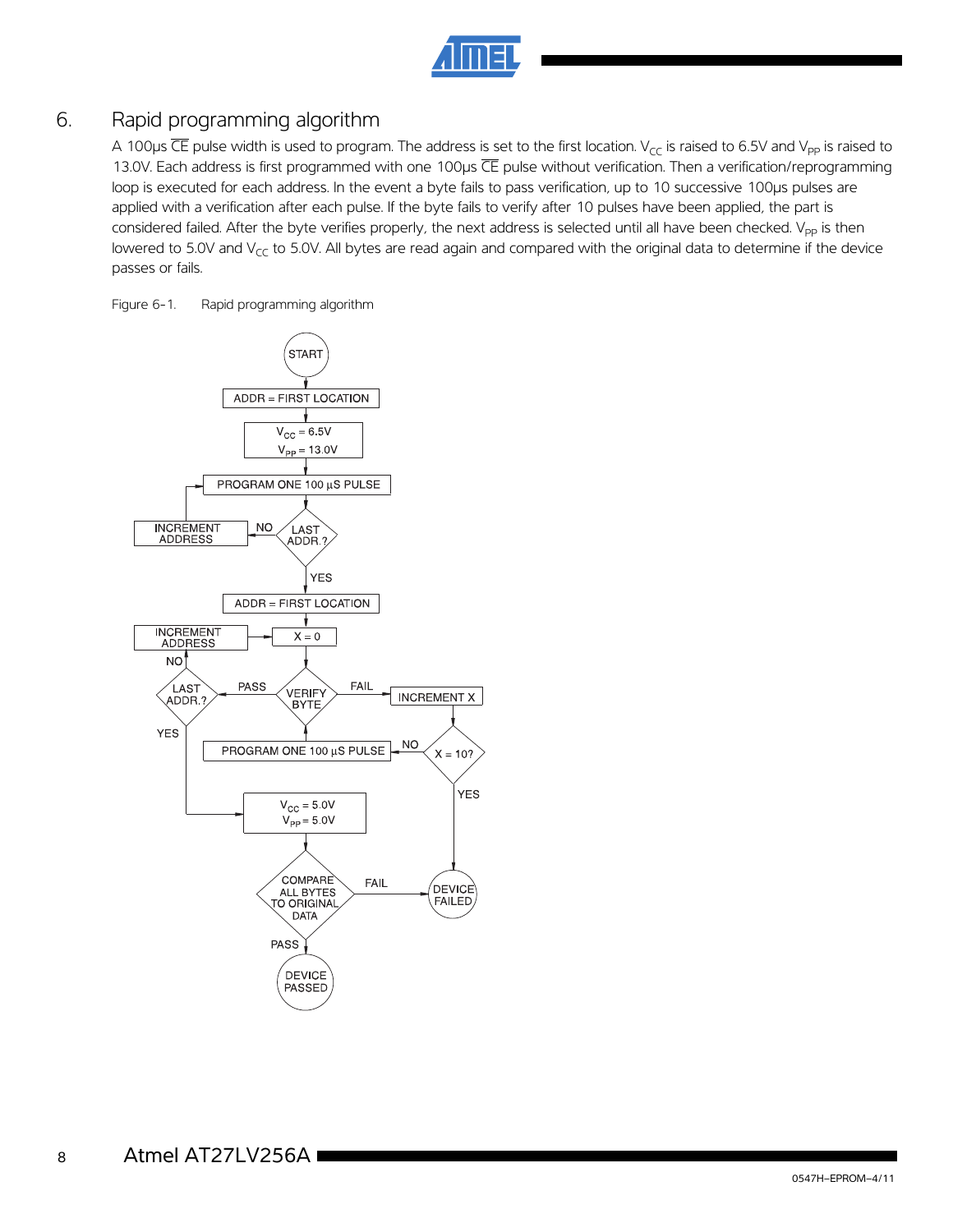## 6. Rapid programming algorithm

A 100µs $\overline{CE}$ pulse width is used to program. The address is set to the first location. $V_{CC}$ is raised to 6.5V and $V_{PP}$ is raised to 13.0V. Each address is first programmed with one 100µs $\overline{CE}$ pulse without verification. Then a verification/reprogramming loop is executed for each address. In the event a byte fails to pass verification, up to 10 successive 100µs pulses are applied with a verification after each pulse. If the byte fails to verify after 10 pulses have been applied, the part is considered failed. After the byte verifies properly, the next address is selected until all have been checked. $V_{PP}$ is then lowered to 5.0V and $V_{CC}$ to 5.0V. All bytes are read again and compared with the original data to determine if the device passes or fails.

Figure 6-1. Rapid programming algorithm

START
ADDR = FIRST LOCATION
$V_{CC}$ = 6.5V
$V_{PP}$ = 13.0V
PROGRAM ONE 100 µS PULSE
LAST ADDR.? — NO → INCREMENT ADDRESS
YES
ADDR = FIRST LOCATION
X = 0
VERIFY BYTE — PASS → LAST ADDR.? — NO → INCREMENT ADDRESS; FAIL → INCREMENT X
X = 10? — NO → PROGRAM ONE 100 µS PULSE; YES → DEVICE FAILED
LAST ADDR.? — YES →
$V_{CC}$ = 5.0V
$V_{PP}$ = 5.0V
COMPARE ALL BYTES TO ORIGINAL DATA — FAIL → DEVICE FAILED
PASS
DEVICE PASSED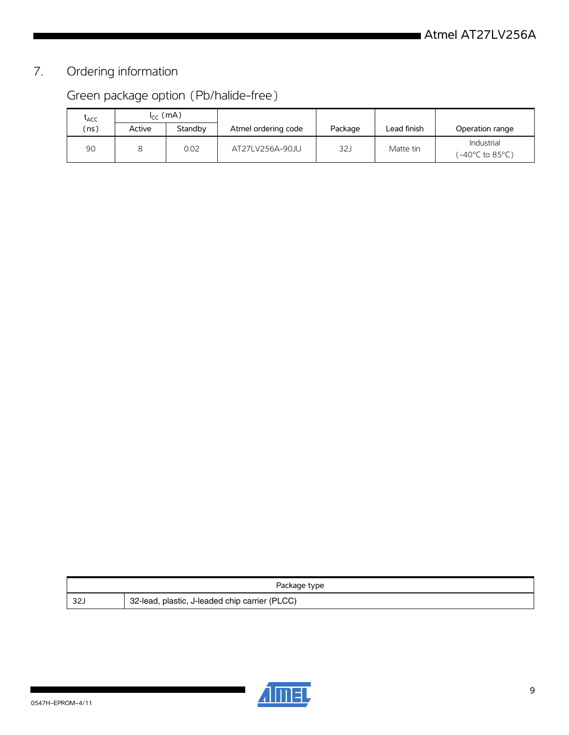## 7. Ordering information

### Green package option (Pb/halide-free)

| $t_{ACC}$ (ns) | $I_{CC}$ (mA) | | Atmel ordering code | Package | Lead finish | Operation range |
|---|---|---|---|---|---|---|
| | Active | Standby | | | | |
| 90 | 8 | 0.02 | AT27LV256A-90JU | 32J | Matte tin | Industrial (-40°C to 85°C) |

| Package type | |
|---|---|
| 32J | 32-lead, plastic, J-leaded chip carrier (PLCC) |

0547H–EPROM–4/11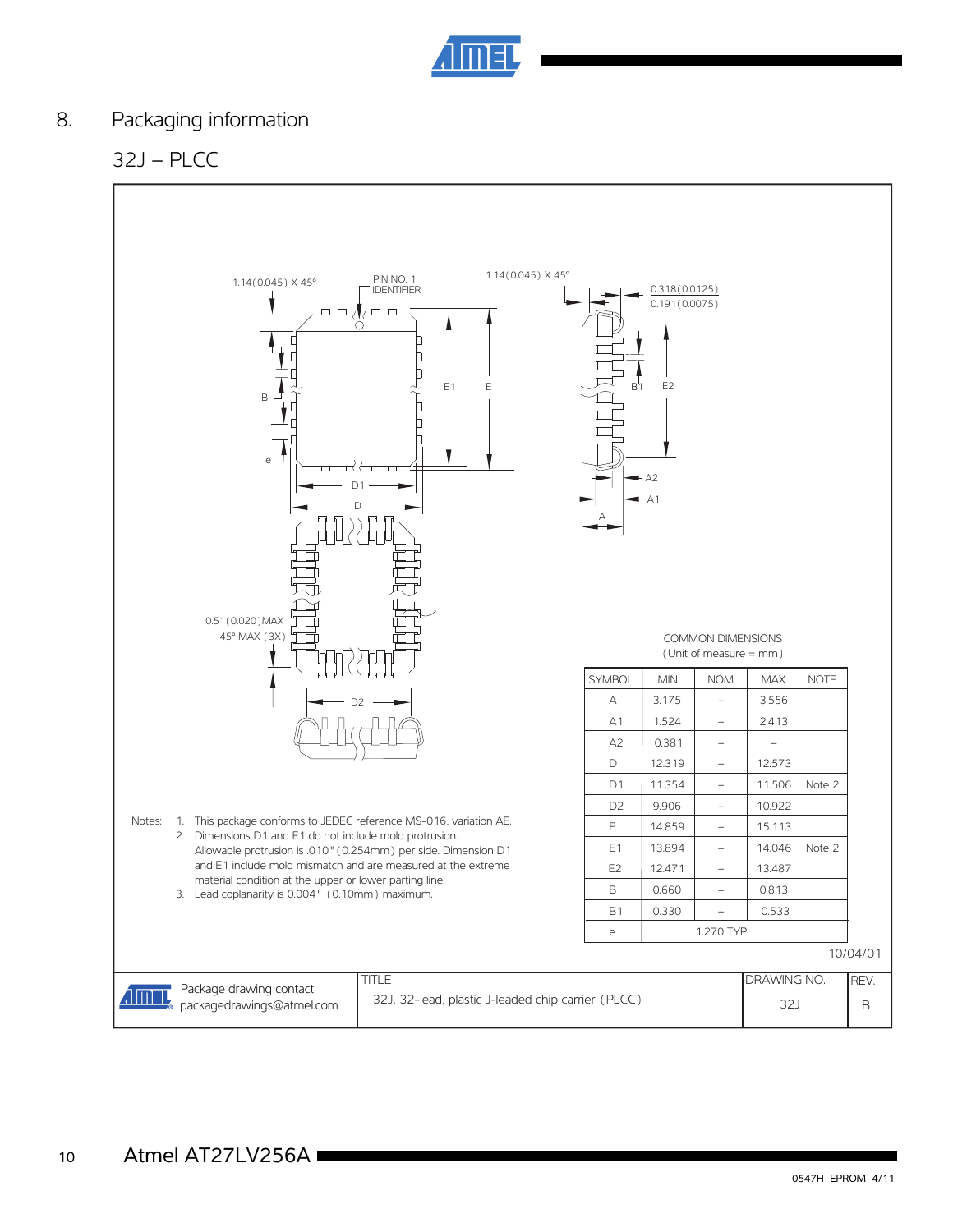# 8. Packaging information

## 32J – PLCC

1.14(0.045) X 45°

PIN NO. 1 IDENTIFIER

1.14(0.045) X 45°

0.318(0.0125)
0.191(0.0075)

0.51(0.020)MAX
45° MAX (3X)

COMMON DIMENSIONS
(Unit of measure = mm)

| SYMBOL | MIN | NOM | MAX | NOTE |
|---|---|---|---|---|
| A | 3.175 | – | 3.556 | |
| A1 | 1.524 | – | 2.413 | |
| A2 | 0.381 | – | – | |
| D | 12.319 | – | 12.573 | |
| D1 | 11.354 | – | 11.506 | Note 2 |
| D2 | 9.906 | – | 10.922 | |
| E | 14.859 | – | 15.113 | |
| E1 | 13.894 | – | 14.046 | Note 2 |
| E2 | 12.471 | – | 13.487 | |
| B | 0.660 | – | 0.813 | |
| B1 | 0.330 | – | 0.533 | |
| e | | 1.270 TYP | | |

Notes:
1. This package conforms to JEDEC reference MS-016, variation AE.
2. Dimensions D1 and E1 do not include mold protrusion. Allowable protrusion is .010" (0.254mm) per side. Dimension D1 and E1 include mold mismatch and are measured at the extreme material condition at the upper or lower parting line.
3. Lead coplanarity is 0.004" (0.10mm) maximum.

10/04/01

| Package drawing contact: packagedrawings@atmel.com | TITLE: 32J, 32-lead, plastic J-leaded chip carrier (PLCC) | DRAWING NO. 32J | REV. B |
|---|---|---|---|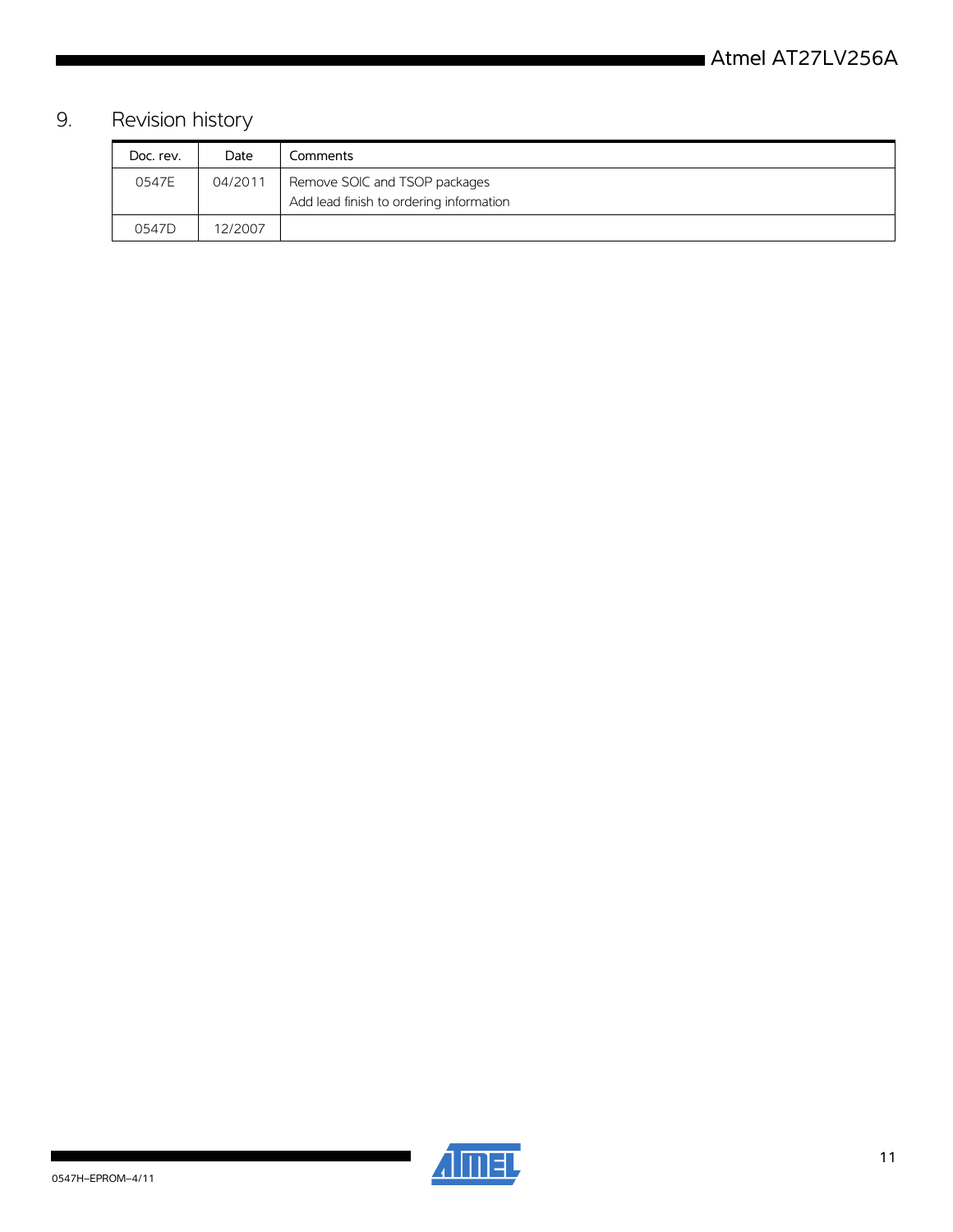## 9. Revision history

| Doc. rev. | Date | Comments |
| --- | --- | --- |
| 0547E | 04/2011 | Remove SOIC and TSOP packages<br>Add lead finish to ordering information |
| 0547D | 12/2007 | |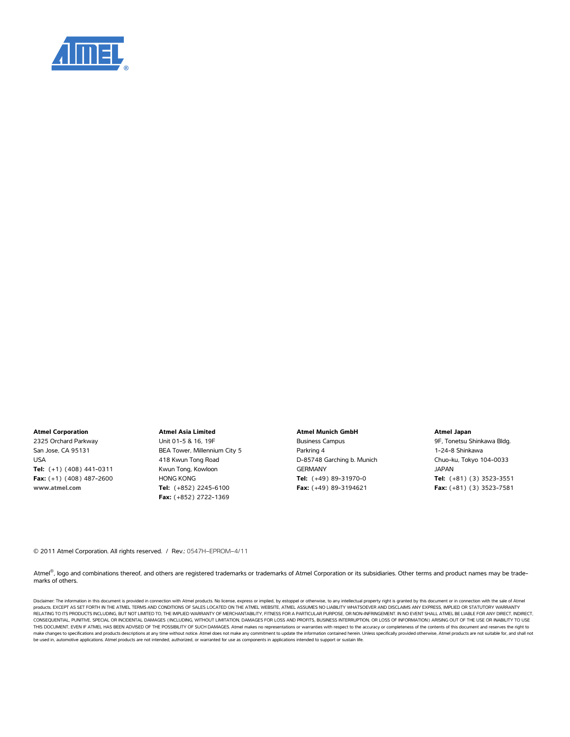**Atmel Corporation**
2325 Orchard Parkway
San Jose, CA 95131
USA
**Tel:** (+1) (408) 441-0311
**Fax:** (+1) (408) 487-2600
**www.atmel.com**

**Atmel Asia Limited**
Unit 01-5 & 16, 19F
BEA Tower, Millennium City 5
418 Kwun Tong Road
Kwun Tong, Kowloon
HONG KONG
**Tel:** (+852) 2245-6100
**Fax:** (+852) 2722-1369

**Atmel Munich GmbH**
Business Campus
Parkring 4
D-85748 Garching b. Munich
GERMANY
**Tel:** (+49) 89-31970-0
**Fax:** (+49) 89-3194621

**Atmel Japan**
9F, Tonetsu Shinkawa Bldg.
1-24-8 Shinkawa
Chuo-ku, Tokyo 104-0033
JAPAN
**Tel:** (+81) (3) 3523-3551
**Fax:** (+81) (3) 3523-7581

© 2011 Atmel Corporation. All rights reserved. / Rev.: 0547H–EPROM–4/11

Atmel®, logo and combinations thereof, and others are registered trademarks or trademarks of Atmel Corporation or its subsidiaries. Other terms and product names may be trademarks of others.

Disclaimer: The information in this document is provided in connection with Atmel products. No license, express or implied, by estoppel or otherwise, to any intellectual property right is granted by this document or in connection with the sale of Atmel products. EXCEPT AS SET FORTH IN THE ATMEL TERMS AND CONDITIONS OF SALES LOCATED ON THE ATMEL WEBSITE, ATMEL ASSUMES NO LIABILITY WHATSOEVER AND DISCLAIMS ANY EXPRESS, IMPLIED OR STATUTORY WARRANTY RELATING TO ITS PRODUCTS INCLUDING, BUT NOT LIMITED TO, THE IMPLIED WARRANTY OF MERCHANTABILITY, FITNESS FOR A PARTICULAR PURPOSE, OR NON-INFRINGEMENT. IN NO EVENT SHALL ATMEL BE LIABLE FOR ANY DIRECT, INDIRECT, CONSEQUENTIAL, PUNITIVE, SPECIAL OR INCIDENTAL DAMAGES (INCLUDING, WITHOUT LIMITATION, DAMAGES FOR LOSS AND PROFITS, BUSINESS INTERRUPTION, OR LOSS OF INFORMATION) ARISING OUT OF THE USE OR INABILITY TO USE THIS DOCUMENT, EVEN IF ATMEL HAS BEEN ADVISED OF THE POSSIBILITY OF SUCH DAMAGES. Atmel makes no representations or warranties with respect to the accuracy or completeness of the contents of this document and reserves the right to make changes to specifications and products descriptions at any time without notice. Atmel does not make any commitment to update the information contained herein. Unless specifically provided otherwise, Atmel products are not suitable for, and shall not be used in, automotive applications. Atmel products are not intended, authorized, or warranted for use as components in applications intended to support or sustain life.